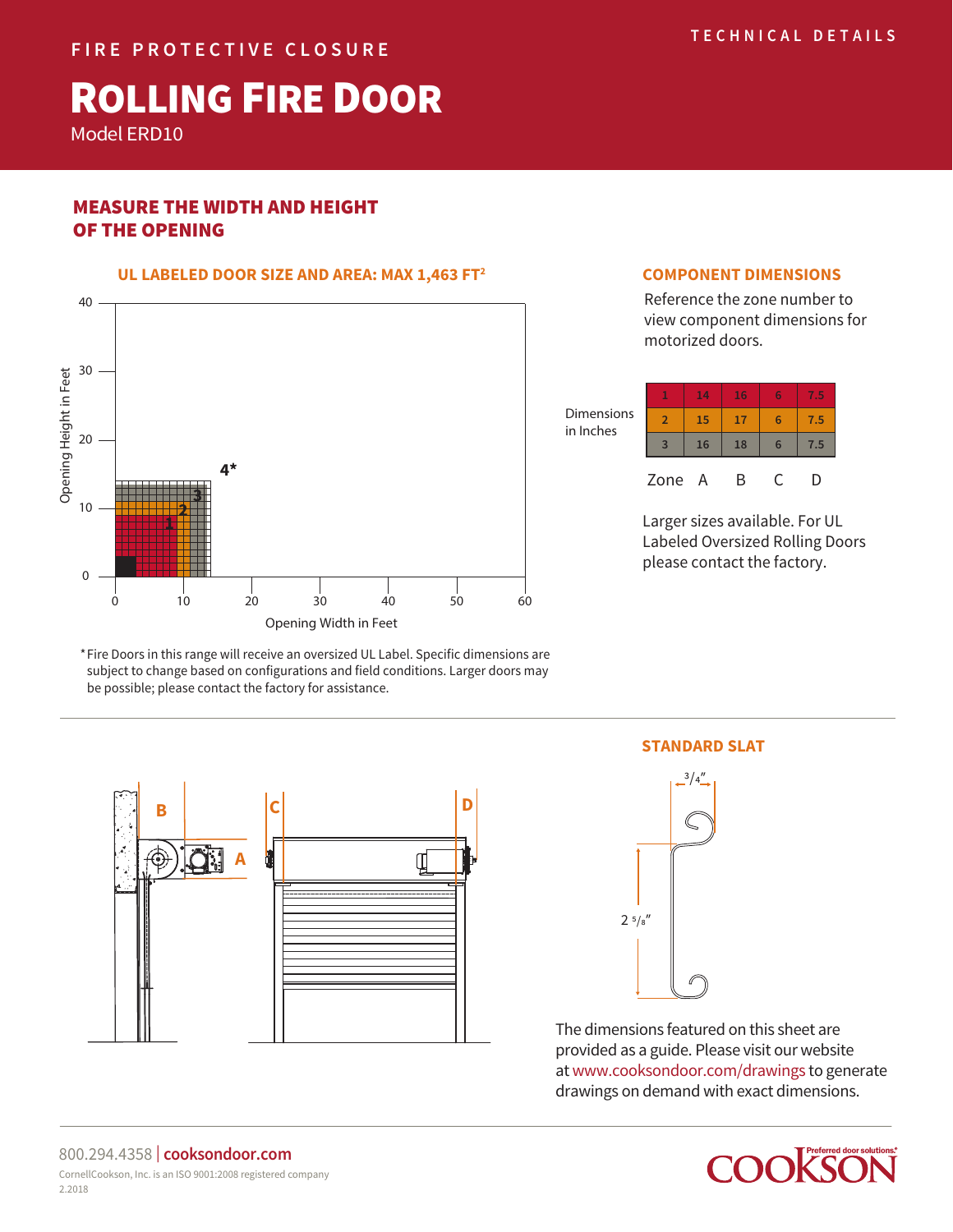FIRE PROTECTIVE CLOSURE

TECHNICAL DETAILS

# ROLLING FIRE DOOR

Model ERD10

## MEASURE THE WIDTH AND HEIGHT OF THE OPENING

### UL LABELED DOOR SIZE AND AREA: MAX 1,463 FT²

Opening Height in Feet: 0, 10, 20, 30, 40

Opening Width in Feet: 0, 10, 20, 30, 40, 50, 60

Zones: 1, 2, 3, 4*

*Fire Doors in this range will receive an oversized UL Label. Specific dimensions are subject to change based on configurations and field conditions. Larger doors may be possible; please contact the factory for assistance.

### COMPONENT DIMENSIONS

Reference the zone number to view component dimensions for motorized doors.

Dimensions in Inches

| Zone | A | B | C | D |
|---|---|---|---|---|
| 1 | 14 | 16 | 6 | 7.5 |
| 2 | 15 | 17 | 6 | 7.5 |
| 3 | 16 | 18 | 6 | 7.5 |

Larger sizes available. For UL Labeled Oversized Rolling Doors please contact the factory.

B A C D

### STANDARD SLAT

3/4″

2 5/8″

The dimensions featured on this sheet are provided as a guide. Please visit our website at www.cooksondoor.com/drawings to generate drawings on demand with exact dimensions.

800.294.4358 | cooksondoor.com

CornellCookson, Inc. is an ISO 9001:2008 registered company

2.2018

COOKSON Preferred door solutions.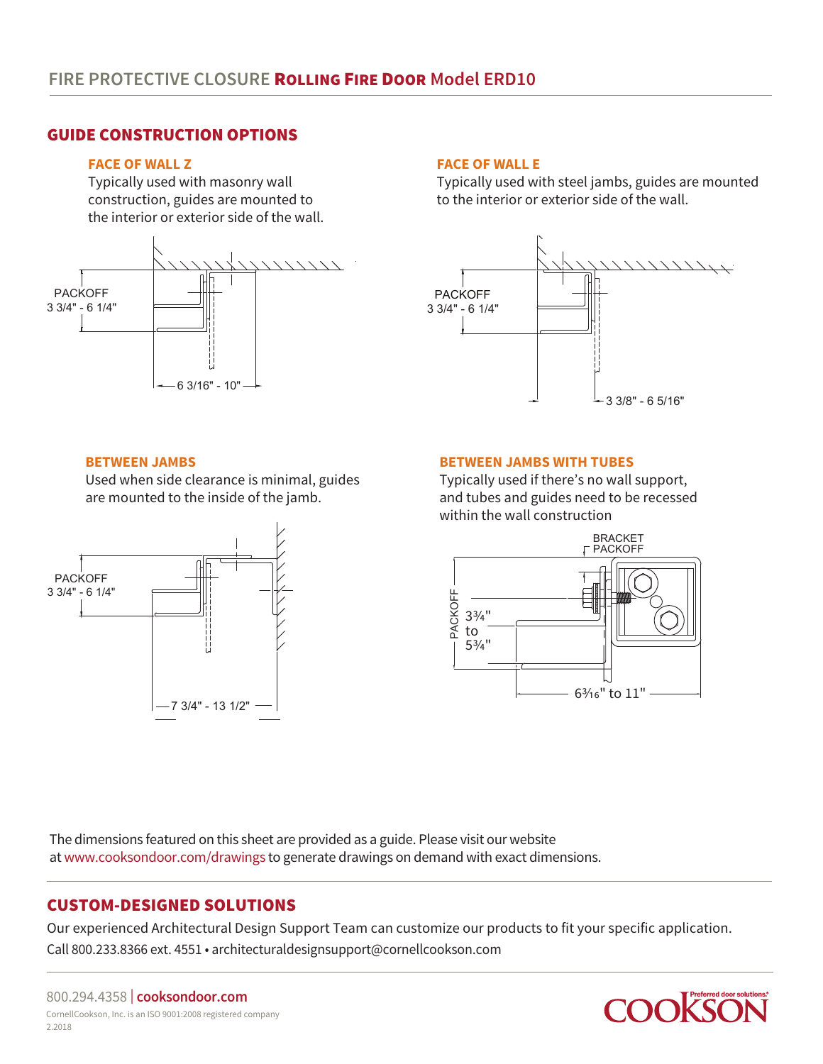# FIRE PROTECTIVE CLOSURE **ROLLING FIRE DOOR** Model ERD10

## GUIDE CONSTRUCTION OPTIONS

### FACE OF WALL Z

Typically used with masonry wall construction, guides are mounted to the interior or exterior side of the wall.

PACKOFF
3 3/4" - 6 1/4"

6 3/16" - 10"

### FACE OF WALL E

Typically used with steel jambs, guides are mounted to the interior or exterior side of the wall.

PACKOFF
3 3/4" - 6 1/4"

3 3/8" - 6 5/16"

### BETWEEN JAMBS

Used when side clearance is minimal, guides are mounted to the inside of the jamb.

PACKOFF
3 3/4" - 6 1/4"

7 3/4" - 13 1/2"

### BETWEEN JAMBS WITH TUBES

Typically used if there's no wall support, and tubes and guides need to be recessed within the wall construction

BRACKET
PACKOFF

PACKOFF
3¾" to 5¾"

6³⁄₁₆" to 11"

The dimensions featured on this sheet are provided as a guide. Please visit our website at www.cooksondoor.com/drawings to generate drawings on demand with exact dimensions.

## CUSTOM-DESIGNED SOLUTIONS

Our experienced Architectural Design Support Team can customize our products to fit your specific application.
Call 800.233.8366 ext. 4551 • architecturaldesignsupport@cornellcookson.com

800.294.4358 | **cooksondoor.com**
CornellCookson, Inc. is an ISO 9001:2008 registered company
2.2018

COOKSON Preferred door solutions.®